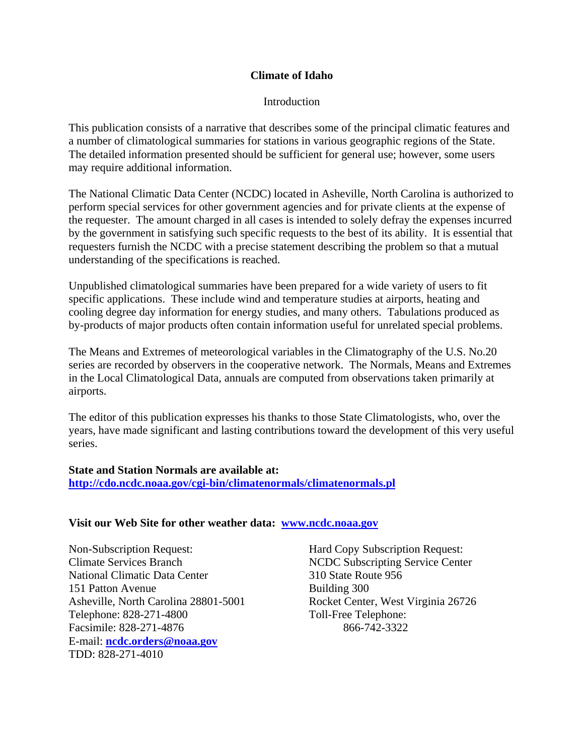# Climate of Idaho

## Introduction

This publication consists of a narrative that describes some of the principal climatic features and a number of climatological summaries for stations in various geographic regions of the State. The detailed information presented should be sufficient for general use; however, some users may require additional information.

The National Climatic Data Center (NCDC) located in Asheville, North Carolina is authorized to perform special services for other government agencies and for private clients at the expense of the requester. The amount charged in all cases is intended to solely defray the expenses incurred by the government in satisfying such specific requests to the best of its ability. It is essential that requesters furnish the NCDC with a precise statement describing the problem so that a mutual understanding of the specifications is reached.

Unpublished climatological summaries have been prepared for a wide variety of users to fit specific applications. These include wind and temperature studies at airports, heating and cooling degree day information for energy studies, and many others. Tabulations produced as by-products of major products often contain information useful for unrelated special problems.

The Means and Extremes of meteorological variables in the Climatography of the U.S. No.20 series are recorded by observers in the cooperative network. The Normals, Means and Extremes in the Local Climatological Data, annuals are computed from observations taken primarily at airports.

The editor of this publication expresses his thanks to those State Climatologists, who, over the years, have made significant and lasting contributions toward the development of this very useful series.

**State and Station Normals are available at:**
**http://cdo.ncdc.noaa.gov/cgi-bin/climatenormals/climatenormals.pl**

**Visit our Web Site for other weather data: www.ncdc.noaa.gov**

Non-Subscription Request:
Climate Services Branch
National Climatic Data Center
151 Patton Avenue
Asheville, North Carolina 28801-5001
Telephone: 828-271-4800
Facsimile: 828-271-4876
E-mail: **ncdc.orders@noaa.gov**
TDD: 828-271-4010

Hard Copy Subscription Request:
NCDC Subscripting Service Center
310 State Route 956
Building 300
Rocket Center, West Virginia 26726
Toll-Free Telephone:
866-742-3322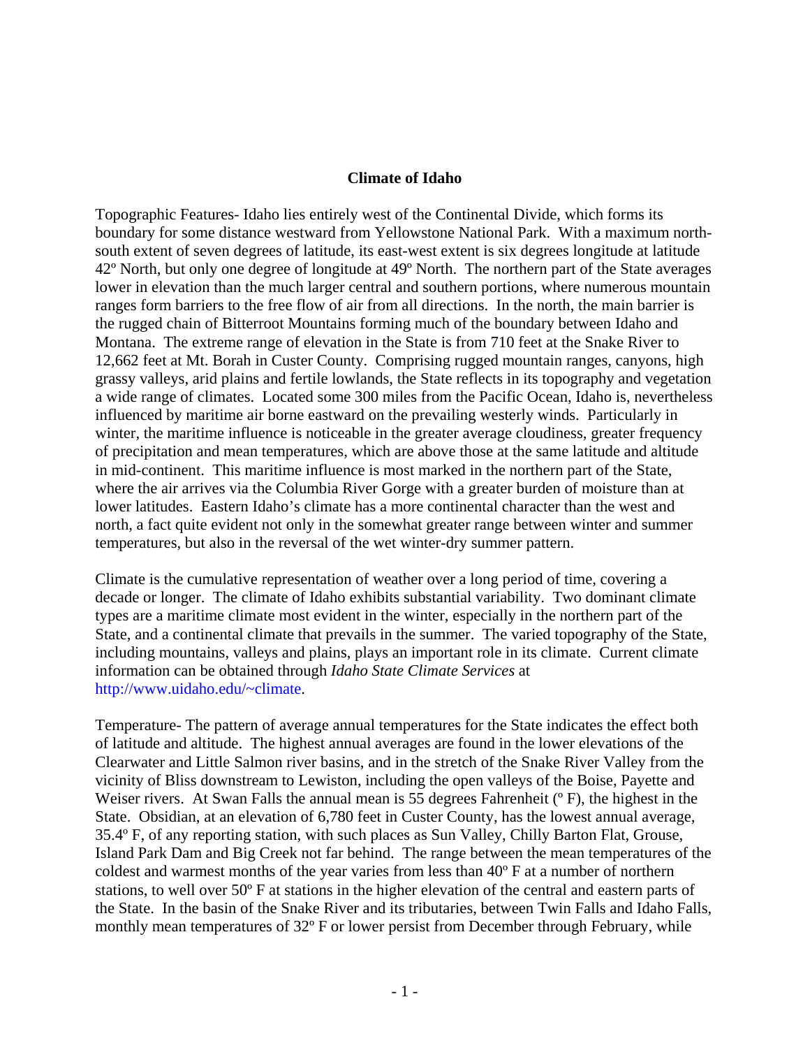# Climate of Idaho

Topographic Features- Idaho lies entirely west of the Continental Divide, which forms its boundary for some distance westward from Yellowstone National Park. With a maximum north-south extent of seven degrees of latitude, its east-west extent is six degrees longitude at latitude 42º North, but only one degree of longitude at 49º North. The northern part of the State averages lower in elevation than the much larger central and southern portions, where numerous mountain ranges form barriers to the free flow of air from all directions. In the north, the main barrier is the rugged chain of Bitterroot Mountains forming much of the boundary between Idaho and Montana. The extreme range of elevation in the State is from 710 feet at the Snake River to 12,662 feet at Mt. Borah in Custer County. Comprising rugged mountain ranges, canyons, high grassy valleys, arid plains and fertile lowlands, the State reflects in its topography and vegetation a wide range of climates. Located some 300 miles from the Pacific Ocean, Idaho is, nevertheless influenced by maritime air borne eastward on the prevailing westerly winds. Particularly in winter, the maritime influence is noticeable in the greater average cloudiness, greater frequency of precipitation and mean temperatures, which are above those at the same latitude and altitude in mid-continent. This maritime influence is most marked in the northern part of the State, where the air arrives via the Columbia River Gorge with a greater burden of moisture than at lower latitudes. Eastern Idaho's climate has a more continental character than the west and north, a fact quite evident not only in the somewhat greater range between winter and summer temperatures, but also in the reversal of the wet winter-dry summer pattern.

Climate is the cumulative representation of weather over a long period of time, covering a decade or longer. The climate of Idaho exhibits substantial variability. Two dominant climate types are a maritime climate most evident in the winter, especially in the northern part of the State, and a continental climate that prevails in the summer. The varied topography of the State, including mountains, valleys and plains, plays an important role in its climate. Current climate information can be obtained through *Idaho State Climate Services* at http://www.uidaho.edu/~climate.

Temperature- The pattern of average annual temperatures for the State indicates the effect both of latitude and altitude. The highest annual averages are found in the lower elevations of the Clearwater and Little Salmon river basins, and in the stretch of the Snake River Valley from the vicinity of Bliss downstream to Lewiston, including the open valleys of the Boise, Payette and Weiser rivers. At Swan Falls the annual mean is 55 degrees Fahrenheit (º F), the highest in the State. Obsidian, at an elevation of 6,780 feet in Custer County, has the lowest annual average, 35.4º F, of any reporting station, with such places as Sun Valley, Chilly Barton Flat, Grouse, Island Park Dam and Big Creek not far behind. The range between the mean temperatures of the coldest and warmest months of the year varies from less than 40º F at a number of northern stations, to well over 50º F at stations in the higher elevation of the central and eastern parts of the State. In the basin of the Snake River and its tributaries, between Twin Falls and Idaho Falls, monthly mean temperatures of 32º F or lower persist from December through February, while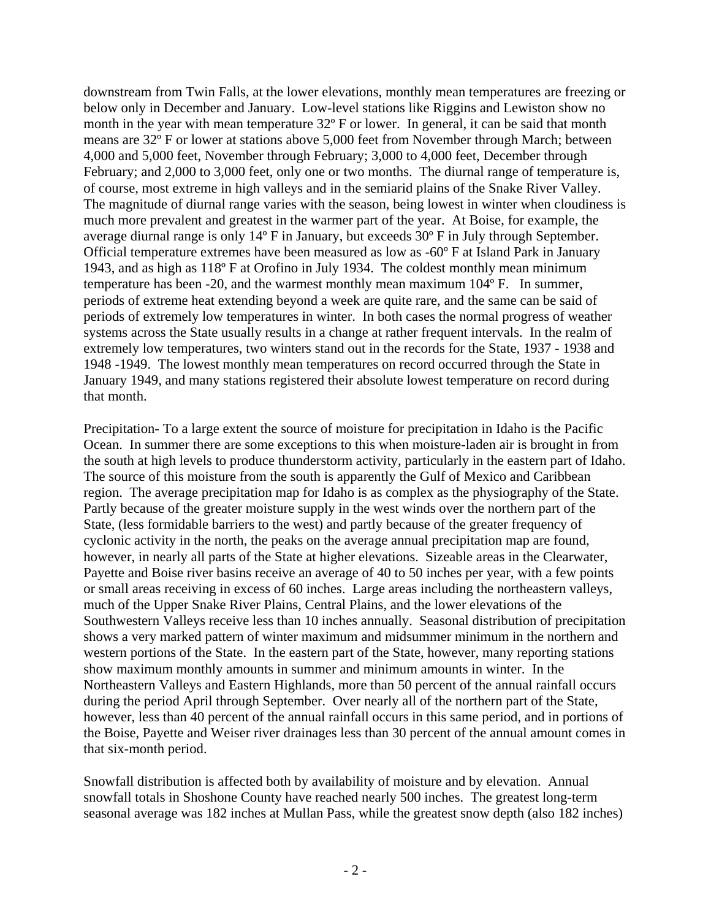downstream from Twin Falls, at the lower elevations, monthly mean temperatures are freezing or below only in December and January. Low-level stations like Riggins and Lewiston show no month in the year with mean temperature 32º F or lower. In general, it can be said that month means are 32º F or lower at stations above 5,000 feet from November through March; between 4,000 and 5,000 feet, November through February; 3,000 to 4,000 feet, December through February; and 2,000 to 3,000 feet, only one or two months. The diurnal range of temperature is, of course, most extreme in high valleys and in the semiarid plains of the Snake River Valley. The magnitude of diurnal range varies with the season, being lowest in winter when cloudiness is much more prevalent and greatest in the warmer part of the year. At Boise, for example, the average diurnal range is only 14º F in January, but exceeds 30º F in July through September. Official temperature extremes have been measured as low as -60º F at Island Park in January 1943, and as high as 118º F at Orofino in July 1934. The coldest monthly mean minimum temperature has been -20, and the warmest monthly mean maximum 104º F. In summer, periods of extreme heat extending beyond a week are quite rare, and the same can be said of periods of extremely low temperatures in winter. In both cases the normal progress of weather systems across the State usually results in a change at rather frequent intervals. In the realm of extremely low temperatures, two winters stand out in the records for the State, 1937 - 1938 and 1948 -1949. The lowest monthly mean temperatures on record occurred through the State in January 1949, and many stations registered their absolute lowest temperature on record during that month.

Precipitation- To a large extent the source of moisture for precipitation in Idaho is the Pacific Ocean. In summer there are some exceptions to this when moisture-laden air is brought in from the south at high levels to produce thunderstorm activity, particularly in the eastern part of Idaho. The source of this moisture from the south is apparently the Gulf of Mexico and Caribbean region. The average precipitation map for Idaho is as complex as the physiography of the State. Partly because of the greater moisture supply in the west winds over the northern part of the State, (less formidable barriers to the west) and partly because of the greater frequency of cyclonic activity in the north, the peaks on the average annual precipitation map are found, however, in nearly all parts of the State at higher elevations. Sizeable areas in the Clearwater, Payette and Boise river basins receive an average of 40 to 50 inches per year, with a few points or small areas receiving in excess of 60 inches. Large areas including the northeastern valleys, much of the Upper Snake River Plains, Central Plains, and the lower elevations of the Southwestern Valleys receive less than 10 inches annually. Seasonal distribution of precipitation shows a very marked pattern of winter maximum and midsummer minimum in the northern and western portions of the State. In the eastern part of the State, however, many reporting stations show maximum monthly amounts in summer and minimum amounts in winter. In the Northeastern Valleys and Eastern Highlands, more than 50 percent of the annual rainfall occurs during the period April through September. Over nearly all of the northern part of the State, however, less than 40 percent of the annual rainfall occurs in this same period, and in portions of the Boise, Payette and Weiser river drainages less than 30 percent of the annual amount comes in that six-month period.

Snowfall distribution is affected both by availability of moisture and by elevation. Annual snowfall totals in Shoshone County have reached nearly 500 inches. The greatest long-term seasonal average was 182 inches at Mullan Pass, while the greatest snow depth (also 182 inches)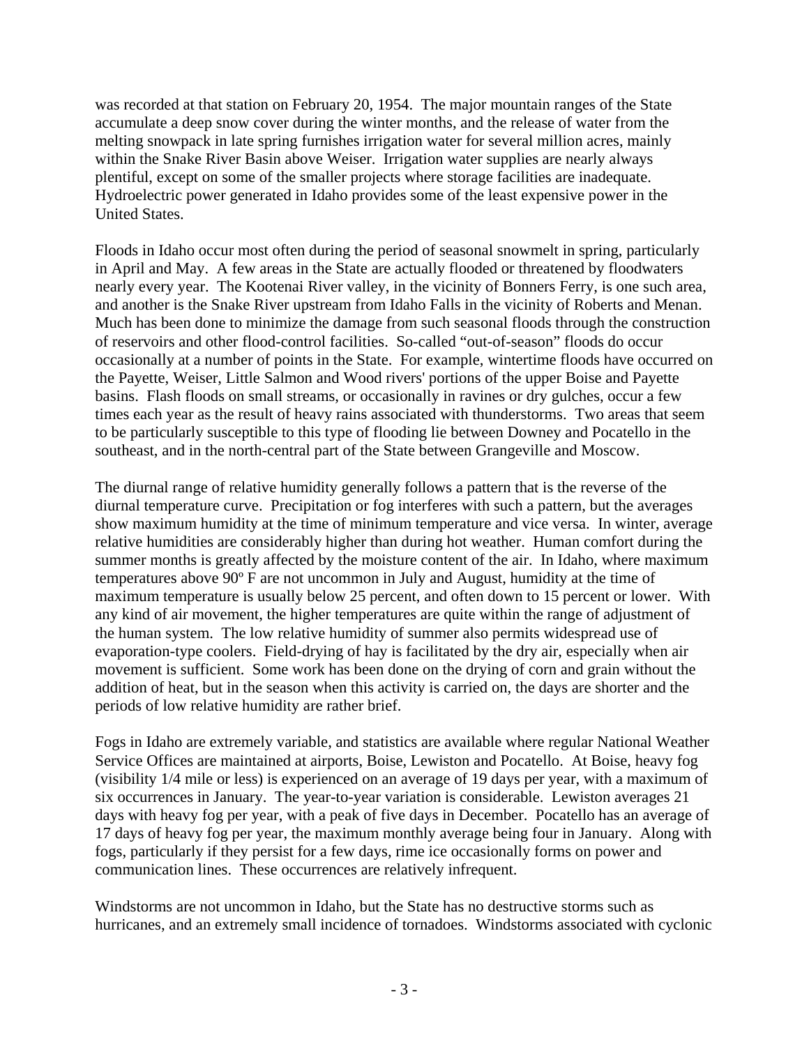was recorded at that station on February 20, 1954. The major mountain ranges of the State accumulate a deep snow cover during the winter months, and the release of water from the melting snowpack in late spring furnishes irrigation water for several million acres, mainly within the Snake River Basin above Weiser. Irrigation water supplies are nearly always plentiful, except on some of the smaller projects where storage facilities are inadequate. Hydroelectric power generated in Idaho provides some of the least expensive power in the United States.

Floods in Idaho occur most often during the period of seasonal snowmelt in spring, particularly in April and May. A few areas in the State are actually flooded or threatened by floodwaters nearly every year. The Kootenai River valley, in the vicinity of Bonners Ferry, is one such area, and another is the Snake River upstream from Idaho Falls in the vicinity of Roberts and Menan. Much has been done to minimize the damage from such seasonal floods through the construction of reservoirs and other flood-control facilities. So-called "out-of-season" floods do occur occasionally at a number of points in the State. For example, wintertime floods have occurred on the Payette, Weiser, Little Salmon and Wood rivers' portions of the upper Boise and Payette basins. Flash floods on small streams, or occasionally in ravines or dry gulches, occur a few times each year as the result of heavy rains associated with thunderstorms. Two areas that seem to be particularly susceptible to this type of flooding lie between Downey and Pocatello in the southeast, and in the north-central part of the State between Grangeville and Moscow.

The diurnal range of relative humidity generally follows a pattern that is the reverse of the diurnal temperature curve. Precipitation or fog interferes with such a pattern, but the averages show maximum humidity at the time of minimum temperature and vice versa. In winter, average relative humidities are considerably higher than during hot weather. Human comfort during the summer months is greatly affected by the moisture content of the air. In Idaho, where maximum temperatures above 90º F are not uncommon in July and August, humidity at the time of maximum temperature is usually below 25 percent, and often down to 15 percent or lower. With any kind of air movement, the higher temperatures are quite within the range of adjustment of the human system. The low relative humidity of summer also permits widespread use of evaporation-type coolers. Field-drying of hay is facilitated by the dry air, especially when air movement is sufficient. Some work has been done on the drying of corn and grain without the addition of heat, but in the season when this activity is carried on, the days are shorter and the periods of low relative humidity are rather brief.

Fogs in Idaho are extremely variable, and statistics are available where regular National Weather Service Offices are maintained at airports, Boise, Lewiston and Pocatello. At Boise, heavy fog (visibility 1/4 mile or less) is experienced on an average of 19 days per year, with a maximum of six occurrences in January. The year-to-year variation is considerable. Lewiston averages 21 days with heavy fog per year, with a peak of five days in December. Pocatello has an average of 17 days of heavy fog per year, the maximum monthly average being four in January. Along with fogs, particularly if they persist for a few days, rime ice occasionally forms on power and communication lines. These occurrences are relatively infrequent.

Windstorms are not uncommon in Idaho, but the State has no destructive storms such as hurricanes, and an extremely small incidence of tornadoes. Windstorms associated with cyclonic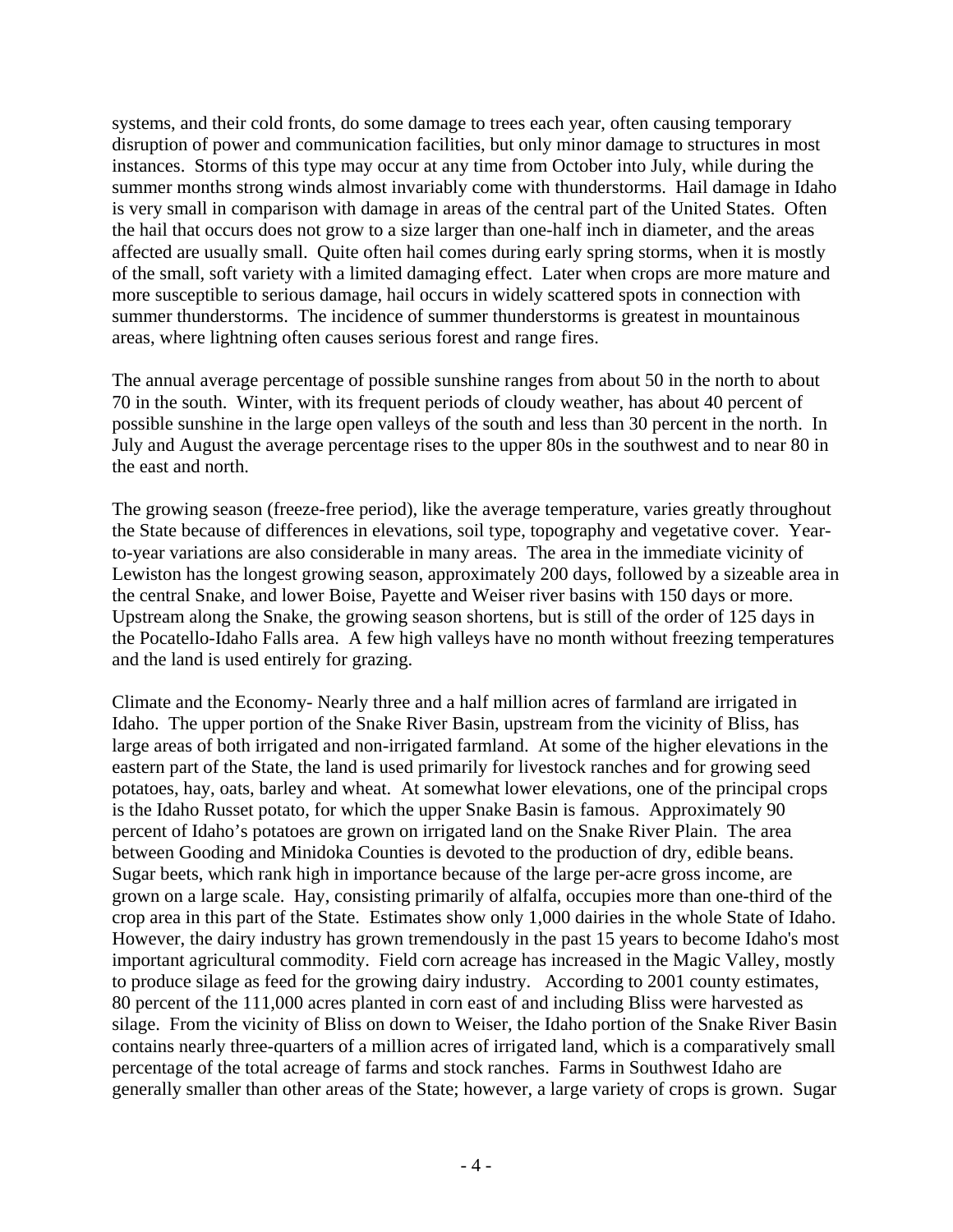systems, and their cold fronts, do some damage to trees each year, often causing temporary disruption of power and communication facilities, but only minor damage to structures in most instances. Storms of this type may occur at any time from October into July, while during the summer months strong winds almost invariably come with thunderstorms. Hail damage in Idaho is very small in comparison with damage in areas of the central part of the United States. Often the hail that occurs does not grow to a size larger than one-half inch in diameter, and the areas affected are usually small. Quite often hail comes during early spring storms, when it is mostly of the small, soft variety with a limited damaging effect. Later when crops are more mature and more susceptible to serious damage, hail occurs in widely scattered spots in connection with summer thunderstorms. The incidence of summer thunderstorms is greatest in mountainous areas, where lightning often causes serious forest and range fires.

The annual average percentage of possible sunshine ranges from about 50 in the north to about 70 in the south. Winter, with its frequent periods of cloudy weather, has about 40 percent of possible sunshine in the large open valleys of the south and less than 30 percent in the north. In July and August the average percentage rises to the upper 80s in the southwest and to near 80 in the east and north.

The growing season (freeze-free period), like the average temperature, varies greatly throughout the State because of differences in elevations, soil type, topography and vegetative cover. Year-to-year variations are also considerable in many areas. The area in the immediate vicinity of Lewiston has the longest growing season, approximately 200 days, followed by a sizeable area in the central Snake, and lower Boise, Payette and Weiser river basins with 150 days or more. Upstream along the Snake, the growing season shortens, but is still of the order of 125 days in the Pocatello-Idaho Falls area. A few high valleys have no month without freezing temperatures and the land is used entirely for grazing.

Climate and the Economy- Nearly three and a half million acres of farmland are irrigated in Idaho. The upper portion of the Snake River Basin, upstream from the vicinity of Bliss, has large areas of both irrigated and non-irrigated farmland. At some of the higher elevations in the eastern part of the State, the land is used primarily for livestock ranches and for growing seed potatoes, hay, oats, barley and wheat. At somewhat lower elevations, one of the principal crops is the Idaho Russet potato, for which the upper Snake Basin is famous. Approximately 90 percent of Idaho's potatoes are grown on irrigated land on the Snake River Plain. The area between Gooding and Minidoka Counties is devoted to the production of dry, edible beans. Sugar beets, which rank high in importance because of the large per-acre gross income, are grown on a large scale. Hay, consisting primarily of alfalfa, occupies more than one-third of the crop area in this part of the State. Estimates show only 1,000 dairies in the whole State of Idaho. However, the dairy industry has grown tremendously in the past 15 years to become Idaho's most important agricultural commodity. Field corn acreage has increased in the Magic Valley, mostly to produce silage as feed for the growing dairy industry. According to 2001 county estimates, 80 percent of the 111,000 acres planted in corn east of and including Bliss were harvested as silage. From the vicinity of Bliss on down to Weiser, the Idaho portion of the Snake River Basin contains nearly three-quarters of a million acres of irrigated land, which is a comparatively small percentage of the total acreage of farms and stock ranches. Farms in Southwest Idaho are generally smaller than other areas of the State; however, a large variety of crops is grown. Sugar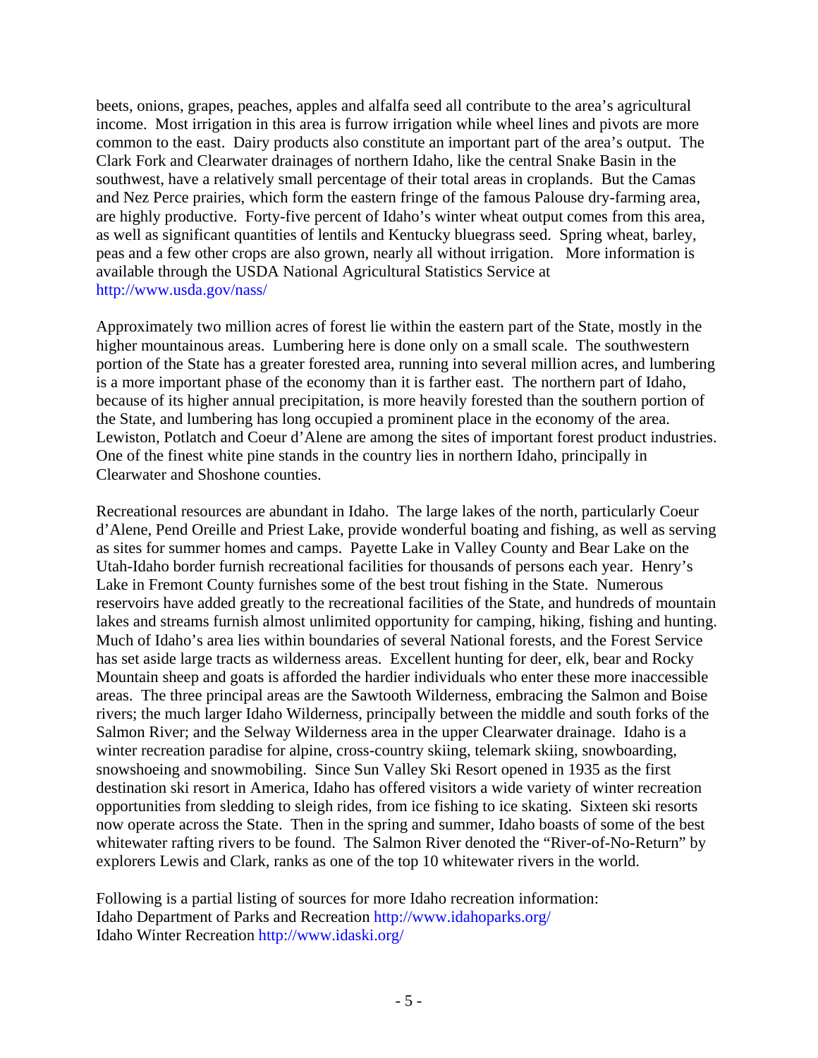beets, onions, grapes, peaches, apples and alfalfa seed all contribute to the area's agricultural income. Most irrigation in this area is furrow irrigation while wheel lines and pivots are more common to the east. Dairy products also constitute an important part of the area's output. The Clark Fork and Clearwater drainages of northern Idaho, like the central Snake Basin in the southwest, have a relatively small percentage of their total areas in croplands. But the Camas and Nez Perce prairies, which form the eastern fringe of the famous Palouse dry-farming area, are highly productive. Forty-five percent of Idaho's winter wheat output comes from this area, as well as significant quantities of lentils and Kentucky bluegrass seed. Spring wheat, barley, peas and a few other crops are also grown, nearly all without irrigation. More information is available through the USDA National Agricultural Statistics Service at http://www.usda.gov/nass/

Approximately two million acres of forest lie within the eastern part of the State, mostly in the higher mountainous areas. Lumbering here is done only on a small scale. The southwestern portion of the State has a greater forested area, running into several million acres, and lumbering is a more important phase of the economy than it is farther east. The northern part of Idaho, because of its higher annual precipitation, is more heavily forested than the southern portion of the State, and lumbering has long occupied a prominent place in the economy of the area. Lewiston, Potlatch and Coeur d'Alene are among the sites of important forest product industries. One of the finest white pine stands in the country lies in northern Idaho, principally in Clearwater and Shoshone counties.

Recreational resources are abundant in Idaho. The large lakes of the north, particularly Coeur d'Alene, Pend Oreille and Priest Lake, provide wonderful boating and fishing, as well as serving as sites for summer homes and camps. Payette Lake in Valley County and Bear Lake on the Utah-Idaho border furnish recreational facilities for thousands of persons each year. Henry's Lake in Fremont County furnishes some of the best trout fishing in the State. Numerous reservoirs have added greatly to the recreational facilities of the State, and hundreds of mountain lakes and streams furnish almost unlimited opportunity for camping, hiking, fishing and hunting. Much of Idaho's area lies within boundaries of several National forests, and the Forest Service has set aside large tracts as wilderness areas. Excellent hunting for deer, elk, bear and Rocky Mountain sheep and goats is afforded the hardier individuals who enter these more inaccessible areas. The three principal areas are the Sawtooth Wilderness, embracing the Salmon and Boise rivers; the much larger Idaho Wilderness, principally between the middle and south forks of the Salmon River; and the Selway Wilderness area in the upper Clearwater drainage. Idaho is a winter recreation paradise for alpine, cross-country skiing, telemark skiing, snowboarding, snowshoeing and snowmobiling. Since Sun Valley Ski Resort opened in 1935 as the first destination ski resort in America, Idaho has offered visitors a wide variety of winter recreation opportunities from sledding to sleigh rides, from ice fishing to ice skating. Sixteen ski resorts now operate across the State. Then in the spring and summer, Idaho boasts of some of the best whitewater rafting rivers to be found. The Salmon River denoted the "River-of-No-Return" by explorers Lewis and Clark, ranks as one of the top 10 whitewater rivers in the world.

Following is a partial listing of sources for more Idaho recreation information:
Idaho Department of Parks and Recreation http://www.idahoparks.org/
Idaho Winter Recreation http://www.idaski.org/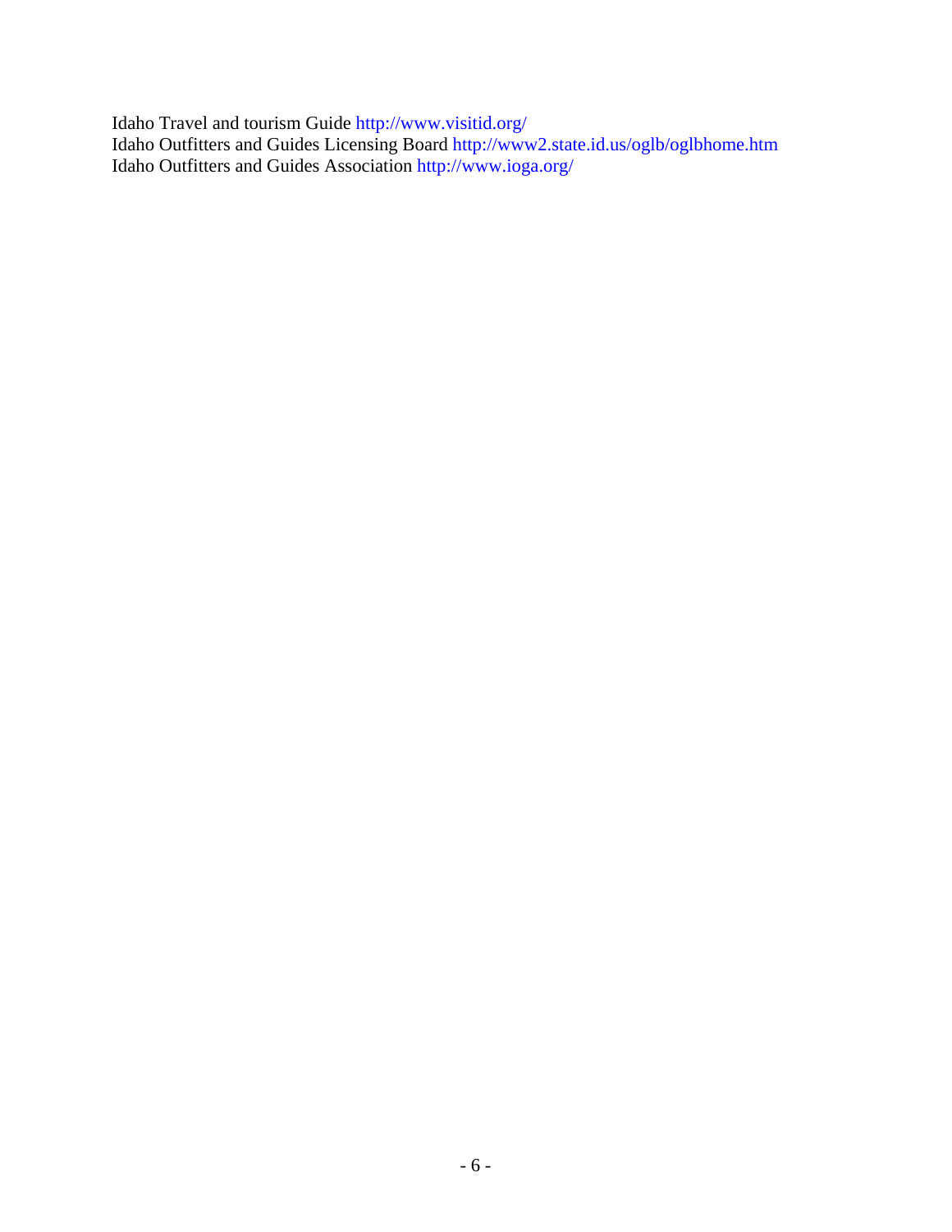Idaho Travel and tourism Guide http://www.visitid.org/
Idaho Outfitters and Guides Licensing Board http://www2.state.id.us/oglb/oglbhome.htm
Idaho Outfitters and Guides Association http://www.ioga.org/